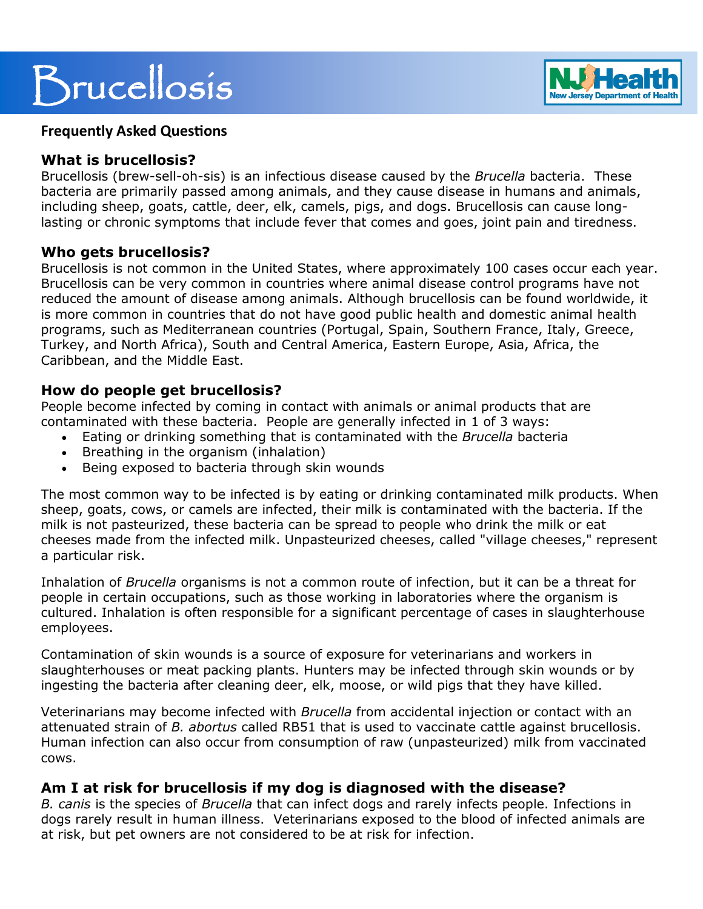# Brucellosis

## Frequently Asked Questions

### What is brucellosis?

Brucellosis (brew-sell-oh-sis) is an infectious disease caused by the *Brucella* bacteria. These bacteria are primarily passed among animals, and they cause disease in humans and animals, including sheep, goats, cattle, deer, elk, camels, pigs, and dogs. Brucellosis can cause long-lasting or chronic symptoms that include fever that comes and goes, joint pain and tiredness.

### Who gets brucellosis?

Brucellosis is not common in the United States, where approximately 100 cases occur each year. Brucellosis can be very common in countries where animal disease control programs have not reduced the amount of disease among animals. Although brucellosis can be found worldwide, it is more common in countries that do not have good public health and domestic animal health programs, such as Mediterranean countries (Portugal, Spain, Southern France, Italy, Greece, Turkey, and North Africa), South and Central America, Eastern Europe, Asia, Africa, the Caribbean, and the Middle East.

### How do people get brucellosis?

People become infected by coming in contact with animals or animal products that are contaminated with these bacteria. People are generally infected in 1 of 3 ways:

- Eating or drinking something that is contaminated with the *Brucella* bacteria
- Breathing in the organism (inhalation)
- Being exposed to bacteria through skin wounds

The most common way to be infected is by eating or drinking contaminated milk products. When sheep, goats, cows, or camels are infected, their milk is contaminated with the bacteria. If the milk is not pasteurized, these bacteria can be spread to people who drink the milk or eat cheeses made from the infected milk. Unpasteurized cheeses, called "village cheeses," represent a particular risk.

Inhalation of *Brucella* organisms is not a common route of infection, but it can be a threat for people in certain occupations, such as those working in laboratories where the organism is cultured. Inhalation is often responsible for a significant percentage of cases in slaughterhouse employees.

Contamination of skin wounds is a source of exposure for veterinarians and workers in slaughterhouses or meat packing plants. Hunters may be infected through skin wounds or by ingesting the bacteria after cleaning deer, elk, moose, or wild pigs that they have killed.

Veterinarians may become infected with *Brucella* from accidental injection or contact with an attenuated strain of *B. abortus* called RB51 that is used to vaccinate cattle against brucellosis. Human infection can also occur from consumption of raw (unpasteurized) milk from vaccinated cows.

### Am I at risk for brucellosis if my dog is diagnosed with the disease?

*B. canis* is the species of *Brucella* that can infect dogs and rarely infects people. Infections in dogs rarely result in human illness. Veterinarians exposed to the blood of infected animals are at risk, but pet owners are not considered to be at risk for infection.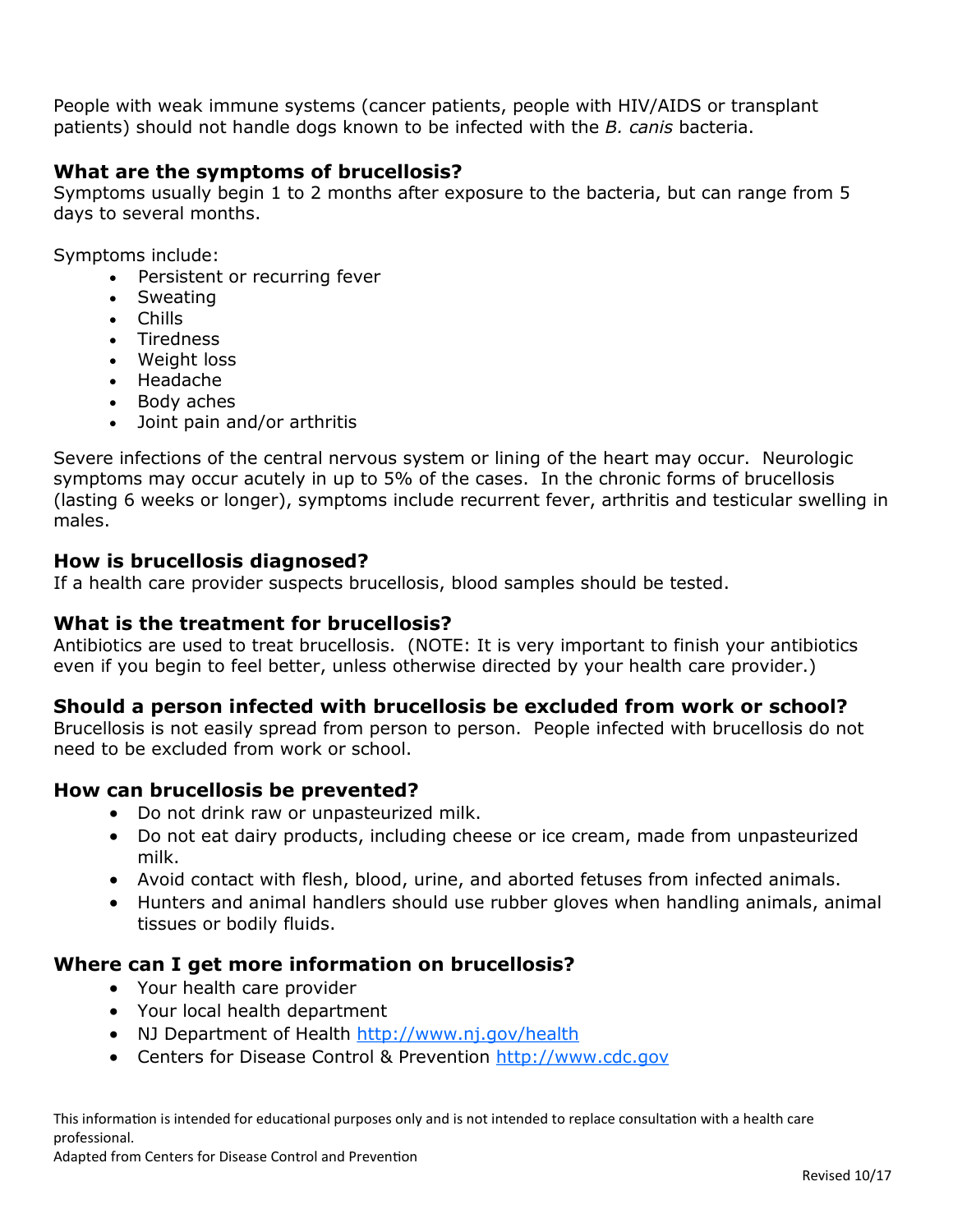People with weak immune systems (cancer patients, people with HIV/AIDS or transplant patients) should not handle dogs known to be infected with the *B. canis* bacteria.

## What are the symptoms of brucellosis?

Symptoms usually begin 1 to 2 months after exposure to the bacteria, but can range from 5 days to several months.

Symptoms include:

- Persistent or recurring fever
- Sweating
- Chills
- Tiredness
- Weight loss
- Headache
- Body aches
- Joint pain and/or arthritis

Severe infections of the central nervous system or lining of the heart may occur. Neurologic symptoms may occur acutely in up to 5% of the cases. In the chronic forms of brucellosis (lasting 6 weeks or longer), symptoms include recurrent fever, arthritis and testicular swelling in males.

## How is brucellosis diagnosed?

If a health care provider suspects brucellosis, blood samples should be tested.

## What is the treatment for brucellosis?

Antibiotics are used to treat brucellosis. (NOTE: It is very important to finish your antibiotics even if you begin to feel better, unless otherwise directed by your health care provider.)

## Should a person infected with brucellosis be excluded from work or school?

Brucellosis is not easily spread from person to person. People infected with brucellosis do not need to be excluded from work or school.

## How can brucellosis be prevented?

- Do not drink raw or unpasteurized milk.
- Do not eat dairy products, including cheese or ice cream, made from unpasteurized milk.
- Avoid contact with flesh, blood, urine, and aborted fetuses from infected animals.
- Hunters and animal handlers should use rubber gloves when handling animals, animal tissues or bodily fluids.

## Where can I get more information on brucellosis?

- Your health care provider
- Your local health department
- NJ Department of Health http://www.nj.gov/health
- Centers for Disease Control & Prevention http://www.cdc.gov

This information is intended for educational purposes only and is not intended to replace consultation with a health care professional.

Adapted from Centers for Disease Control and Prevention

Revised 10/17